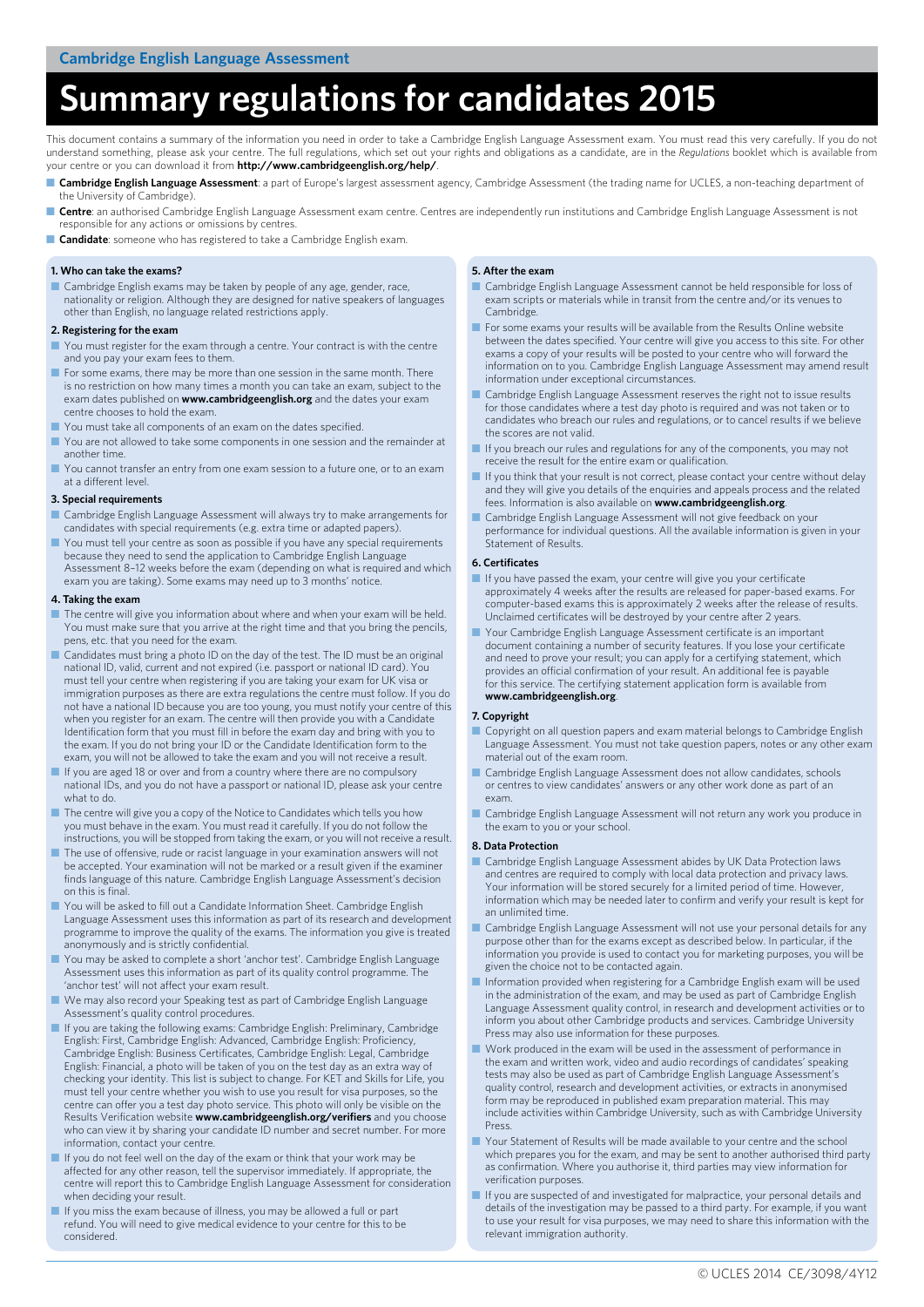Cambridge English Language Assessment

# Summary regulations for candidates 2015

This document contains a summary of the information you need in order to take a Cambridge English Language Assessment exam. You must read this very carefully. If you do not understand something, please ask your centre. The full regulations, which set out your rights and obligations as a candidate, are in the *Regulations* booklet which is available from your centre or you can download it from **http://www.cambridgeenglish.org/help/**.

- **Cambridge English Language Assessment**: a part of Europe's largest assessment agency, Cambridge Assessment (the trading name for UCLES, a non-teaching department of the University of Cambridge).
- **Centre**: an authorised Cambridge English Language Assessment exam centre. Centres are independently run institutions and Cambridge English Language Assessment is not responsible for any actions or omissions by centres.
- **Candidate**: someone who has registered to take a Cambridge English exam.

### 1. Who can take the exams?

- Cambridge English exams may be taken by people of any age, gender, race, nationality or religion. Although they are designed for native speakers of languages other than English, no language related restrictions apply.

### 2. Registering for the exam

- You must register for the exam through a centre. Your contract is with the centre and you pay your exam fees to them.
- For some exams, there may be more than one session in the same month. There is no restriction on how many times a month you can take an exam, subject to the exam dates published on **www.cambridgeenglish.org** and the dates your exam centre chooses to hold the exam.
- You must take all components of an exam on the dates specified.
- You are not allowed to take some components in one session and the remainder at another time.
- You cannot transfer an entry from one exam session to a future one, or to an exam at a different level.

### 3. Special requirements

- Cambridge English Language Assessment will always try to make arrangements for candidates with special requirements (e.g. extra time or adapted papers).
- You must tell your centre as soon as possible if you have any special requirements because they need to send the application to Cambridge English Language Assessment 8–12 weeks before the exam (depending on what is required and which exam you are taking). Some exams may need up to 3 months' notice.

### 4. Taking the exam

- The centre will give you information about where and when your exam will be held. You must make sure that you arrive at the right time and that you bring the pencils, pens, etc. that you need for the exam.
- Candidates must bring a photo ID on the day of the test. The ID must be an original national ID, valid, current and not expired (i.e. passport or national ID card). You must tell your centre when registering if you are taking your exam for UK visa or immigration purposes as there are extra regulations the centre must follow. If you do not have a national ID because you are too young, you must notify your centre of this when you register for an exam. The centre will then provide you with a Candidate Identification form that you must fill in before the exam day and bring with you to the exam. If you do not bring your ID or the Candidate Identification form to the exam, you will not be allowed to take the exam and you will not receive a result.
- If you are aged 18 or over and from a country where there are no compulsory national IDs, and you do not have a passport or national ID, please ask your centre what to do.
- The centre will give you a copy of the Notice to Candidates which tells you how you must behave in the exam. You must read it carefully. If you do not follow the instructions, you will be stopped from taking the exam, or you will not receive a result.
- The use of offensive, rude or racist language in your examination answers will not be accepted. Your examination will not be marked or a result given if the examiner finds language of this nature. Cambridge English Language Assessment's decision on this is final.
- You will be asked to fill out a Candidate Information Sheet. Cambridge English Language Assessment uses this information as part of its research and development programme to improve the quality of the exams. The information you give is treated anonymously and is strictly confidential.
- You may be asked to complete a short 'anchor test'. Cambridge English Language Assessment uses this information as part of its quality control programme. The 'anchor test' will not affect your exam result.
- We may also record your Speaking test as part of Cambridge English Language Assessment's quality control procedures.
- If you are taking the following exams: Cambridge English: Preliminary, Cambridge English: First, Cambridge English: Advanced, Cambridge English: Proficiency, Cambridge English: Business Certificates, Cambridge English: Legal, Cambridge English: Financial, a photo will be taken of you on the test day as an extra way of checking your identity. This list is subject to change. For KET and Skills for Life, you must tell your centre whether you wish to use you result for visa purposes, so the centre can offer you a test day photo service. This photo will only be visible on the Results Verification website **www.cambridgeenglish.org/verifiers** and you choose who can view it by sharing your candidate ID number and secret number. For more information, contact your centre.
- If you do not feel well on the day of the exam or think that your work may be affected for any other reason, tell the supervisor immediately. If appropriate, the centre will report this to Cambridge English Language Assessment for consideration when deciding your result.
- If you miss the exam because of illness, you may be allowed a full or part refund. You will need to give medical evidence to your centre for this to be considered.

### 5. After the exam

- Cambridge English Language Assessment cannot be held responsible for loss of exam scripts or materials while in transit from the centre and/or its venues to Cambridge.
- For some exams your results will be available from the Results Online website between the dates specified. Your centre will give you access to this site. For other exams a copy of your results will be posted to your centre who will forward the information on to you. Cambridge English Language Assessment may amend result information under exceptional circumstances.
- Cambridge English Language Assessment reserves the right not to issue results for those candidates where a test day photo is required and was not taken or to candidates who breach our rules and regulations, or to cancel results if we believe the scores are not valid.
- If you breach our rules and regulations for any of the components, you may not receive the result for the entire exam or qualification.
- If you think that your result is not correct, please contact your centre without delay and they will give you details of the enquiries and appeals process and the related fees. Information is also available on **www.cambridgeenglish.org**.
- Cambridge English Language Assessment will not give feedback on your performance for individual questions. All the available information is given in your Statement of Results.

### 6. Certificates

- If you have passed the exam, your centre will give you your certificate approximately 4 weeks after the results are released for paper-based exams. For computer-based exams this is approximately 2 weeks after the release of results. Unclaimed certificates will be destroyed by your centre after 2 years.
- Your Cambridge English Language Assessment certificate is an important document containing a number of security features. If you lose your certificate and need to prove your result; you can apply for a certifying statement, which provides an official confirmation of your result. An additional fee is payable for this service. The certifying statement application form is available from **www.cambridgeenglish.org**.

### 7. Copyright

- Copyright on all question papers and exam material belongs to Cambridge English Language Assessment. You must not take question papers, notes or any other exam material out of the exam room.
- Cambridge English Language Assessment does not allow candidates, schools or centres to view candidates' answers or any other work done as part of an exam.
- Cambridge English Language Assessment will not return any work you produce in the exam to you or your school.

### 8. Data Protection

- Cambridge English Language Assessment abides by UK Data Protection laws and centres are required to comply with local data protection and privacy laws. Your information will be stored securely for a limited period of time. However, information which may be needed later to confirm and verify your result is kept for an unlimited time.
- Cambridge English Language Assessment will not use your personal details for any purpose other than for the exams except as described below. In particular, if the information you provide is used to contact you for marketing purposes, you will be given the choice not to be contacted again.
- Information provided when registering for a Cambridge English exam will be used in the administration of the exam, and may be used as part of Cambridge English Language Assessment quality control, in research and development activities or to inform you about other Cambridge products and services. Cambridge University Press may also use information for these purposes.
- Work produced in the exam will be used in the assessment of performance in the exam and written work, video and audio recordings of candidates' speaking tests may also be used as part of Cambridge English Language Assessment's quality control, research and development activities, or extracts in anonymised form may be reproduced in published exam preparation material. This may include activities within Cambridge University, such as with Cambridge University Press.
- Your Statement of Results will be made available to your centre and the school which prepares you for the exam, and may be sent to another authorised third party as confirmation. Where you authorise it, third parties may view information for verification purposes.
- If you are suspected of and investigated for malpractice, your personal details and details of the investigation may be passed to a third party. For example, if you want to use your result for visa purposes, we may need to share this information with the relevant immigration authority.

© UCLES 2014 CE/3098/4Y12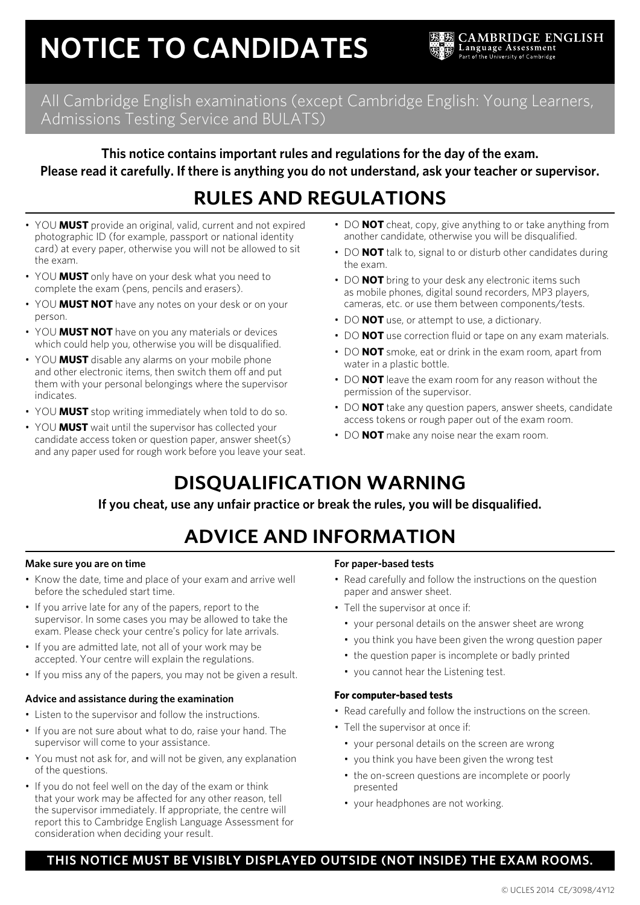# NOTICE TO CANDIDATES

CAMBRIDGE ENGLISH
Language Assessment
Part of the University of Cambridge

All Cambridge English examinations (except Cambridge English: Young Learners, Admissions Testing Service and BULATS)

**This notice contains important rules and regulations for the day of the exam.**
**Please read it carefully. If there is anything you do not understand, ask your teacher or supervisor.**

## RULES AND REGULATIONS

- YOU **MUST** provide an original, valid, current and not expired photographic ID (for example, passport or national identity card) at every paper, otherwise you will not be allowed to sit the exam.
- YOU **MUST** only have on your desk what you need to complete the exam (pens, pencils and erasers).
- YOU **MUST NOT** have any notes on your desk or on your person.
- YOU **MUST NOT** have on you any materials or devices which could help you, otherwise you will be disqualified.
- YOU **MUST** disable any alarms on your mobile phone and other electronic items, then switch them off and put them with your personal belongings where the supervisor indicates.
- YOU **MUST** stop writing immediately when told to do so.
- YOU **MUST** wait until the supervisor has collected your candidate access token or question paper, answer sheet(s) and any paper used for rough work before you leave your seat.
- DO **NOT** cheat, copy, give anything to or take anything from another candidate, otherwise you will be disqualified.
- DO **NOT** talk to, signal to or disturb other candidates during the exam.
- DO **NOT** bring to your desk any electronic items such as mobile phones, digital sound recorders, MP3 players, cameras, etc. or use them between components/tests.
- DO **NOT** use, or attempt to use, a dictionary.
- DO **NOT** use correction fluid or tape on any exam materials.
- DO **NOT** smoke, eat or drink in the exam room, apart from water in a plastic bottle.
- DO **NOT** leave the exam room for any reason without the permission of the supervisor.
- DO **NOT** take any question papers, answer sheets, candidate access tokens or rough paper out of the exam room.
- DO **NOT** make any noise near the exam room.

## DISQUALIFICATION WARNING

**If you cheat, use any unfair practice or break the rules, you will be disqualified.**

## ADVICE AND INFORMATION

**Make sure you are on time**

- Know the date, time and place of your exam and arrive well before the scheduled start time.
- If you arrive late for any of the papers, report to the supervisor. In some cases you may be allowed to take the exam. Please check your centre's policy for late arrivals.
- If you are admitted late, not all of your work may be accepted. Your centre will explain the regulations.
- If you miss any of the papers, you may not be given a result.

**Advice and assistance during the examination**

- Listen to the supervisor and follow the instructions.
- If you are not sure about what to do, raise your hand. The supervisor will come to your assistance.
- You must not ask for, and will not be given, any explanation of the questions.
- If you do not feel well on the day of the exam or think that your work may be affected for any other reason, tell the supervisor immediately. If appropriate, the centre will report this to Cambridge English Language Assessment for consideration when deciding your result.

**For paper-based tests**

- Read carefully and follow the instructions on the question paper and answer sheet.
- Tell the supervisor at once if:
  - your personal details on the answer sheet are wrong
  - you think you have been given the wrong question paper
  - the question paper is incomplete or badly printed
  - you cannot hear the Listening test.

**For computer-based tests**

- Read carefully and follow the instructions on the screen.
- Tell the supervisor at once if:
  - your personal details on the screen are wrong
  - you think you have been given the wrong test
  - the on-screen questions are incomplete or poorly presented
  - your headphones are not working.

**THIS NOTICE MUST BE VISIBLY DISPLAYED OUTSIDE (NOT INSIDE) THE EXAM ROOMS.**

© UCLES 2014 CE/3098/4Y12